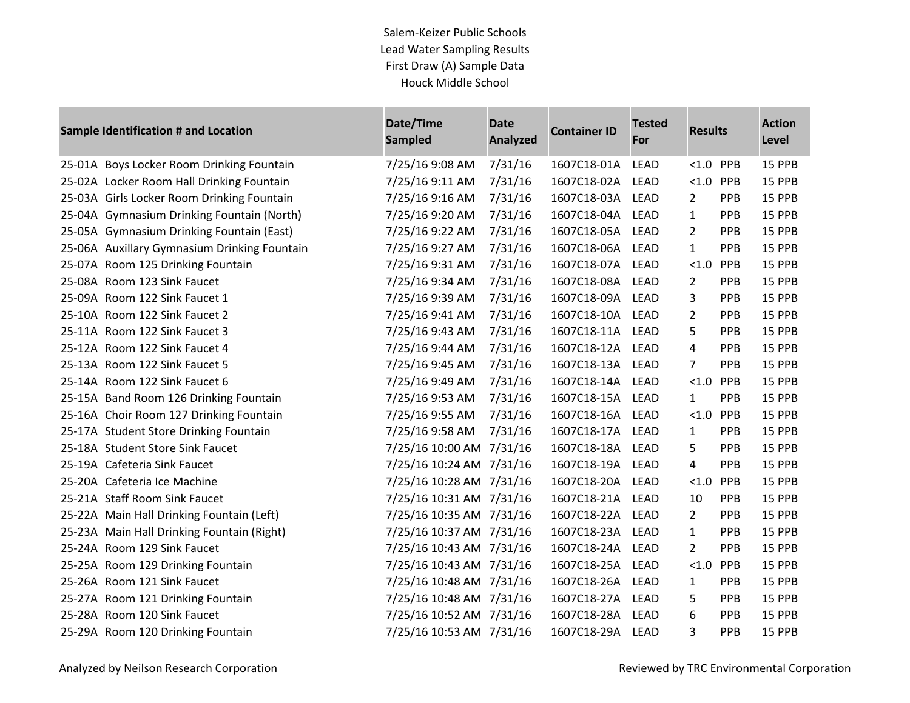Salem-Keizer Public Schools
Lead Water Sampling Results
First Draw (A) Sample Data
Houck Middle School

| Sample Identification # and Location | Date/Time Sampled | Date Analyzed | Container ID | Tested For | Results | | Action Level |
|---|---|---|---|---|---|---|---|
| 25-01A Boys Locker Room Drinking Fountain | 7/25/16 9:08 AM | 7/31/16 | 1607C18-01A | LEAD | <1.0 | PPB | 15 PPB |
| 25-02A Locker Room Hall Drinking Fountain | 7/25/16 9:11 AM | 7/31/16 | 1607C18-02A | LEAD | <1.0 | PPB | 15 PPB |
| 25-03A Girls Locker Room Drinking Fountain | 7/25/16 9:16 AM | 7/31/16 | 1607C18-03A | LEAD | 2 | PPB | 15 PPB |
| 25-04A Gymnasium Drinking Fountain (North) | 7/25/16 9:20 AM | 7/31/16 | 1607C18-04A | LEAD | 1 | PPB | 15 PPB |
| 25-05A Gymnasium Drinking Fountain (East) | 7/25/16 9:22 AM | 7/31/16 | 1607C18-05A | LEAD | 2 | PPB | 15 PPB |
| 25-06A Auxillary Gymnasium Drinking Fountain | 7/25/16 9:27 AM | 7/31/16 | 1607C18-06A | LEAD | 1 | PPB | 15 PPB |
| 25-07A Room 125 Drinking Fountain | 7/25/16 9:31 AM | 7/31/16 | 1607C18-07A | LEAD | <1.0 | PPB | 15 PPB |
| 25-08A Room 123 Sink Faucet | 7/25/16 9:34 AM | 7/31/16 | 1607C18-08A | LEAD | 2 | PPB | 15 PPB |
| 25-09A Room 122 Sink Faucet 1 | 7/25/16 9:39 AM | 7/31/16 | 1607C18-09A | LEAD | 3 | PPB | 15 PPB |
| 25-10A Room 122 Sink Faucet 2 | 7/25/16 9:41 AM | 7/31/16 | 1607C18-10A | LEAD | 2 | PPB | 15 PPB |
| 25-11A Room 122 Sink Faucet 3 | 7/25/16 9:43 AM | 7/31/16 | 1607C18-11A | LEAD | 5 | PPB | 15 PPB |
| 25-12A Room 122 Sink Faucet 4 | 7/25/16 9:44 AM | 7/31/16 | 1607C18-12A | LEAD | 4 | PPB | 15 PPB |
| 25-13A Room 122 Sink Faucet 5 | 7/25/16 9:45 AM | 7/31/16 | 1607C18-13A | LEAD | 7 | PPB | 15 PPB |
| 25-14A Room 122 Sink Faucet 6 | 7/25/16 9:49 AM | 7/31/16 | 1607C18-14A | LEAD | <1.0 | PPB | 15 PPB |
| 25-15A Band Room 126 Drinking Fountain | 7/25/16 9:53 AM | 7/31/16 | 1607C18-15A | LEAD | 1 | PPB | 15 PPB |
| 25-16A Choir Room 127 Drinking Fountain | 7/25/16 9:55 AM | 7/31/16 | 1607C18-16A | LEAD | <1.0 | PPB | 15 PPB |
| 25-17A Student Store Drinking Fountain | 7/25/16 9:58 AM | 7/31/16 | 1607C18-17A | LEAD | 1 | PPB | 15 PPB |
| 25-18A Student Store Sink Faucet | 7/25/16 10:00 AM | 7/31/16 | 1607C18-18A | LEAD | 5 | PPB | 15 PPB |
| 25-19A Cafeteria Sink Faucet | 7/25/16 10:24 AM | 7/31/16 | 1607C18-19A | LEAD | 4 | PPB | 15 PPB |
| 25-20A Cafeteria Ice Machine | 7/25/16 10:28 AM | 7/31/16 | 1607C18-20A | LEAD | <1.0 | PPB | 15 PPB |
| 25-21A Staff Room Sink Faucet | 7/25/16 10:31 AM | 7/31/16 | 1607C18-21A | LEAD | 10 | PPB | 15 PPB |
| 25-22A Main Hall Drinking Fountain (Left) | 7/25/16 10:35 AM | 7/31/16 | 1607C18-22A | LEAD | 2 | PPB | 15 PPB |
| 25-23A Main Hall Drinking Fountain (Right) | 7/25/16 10:37 AM | 7/31/16 | 1607C18-23A | LEAD | 1 | PPB | 15 PPB |
| 25-24A Room 129 Sink Faucet | 7/25/16 10:43 AM | 7/31/16 | 1607C18-24A | LEAD | 2 | PPB | 15 PPB |
| 25-25A Room 129 Drinking Fountain | 7/25/16 10:43 AM | 7/31/16 | 1607C18-25A | LEAD | <1.0 | PPB | 15 PPB |
| 25-26A Room 121 Sink Faucet | 7/25/16 10:48 AM | 7/31/16 | 1607C18-26A | LEAD | 1 | PPB | 15 PPB |
| 25-27A Room 121 Drinking Fountain | 7/25/16 10:48 AM | 7/31/16 | 1607C18-27A | LEAD | 5 | PPB | 15 PPB |
| 25-28A Room 120 Sink Faucet | 7/25/16 10:52 AM | 7/31/16 | 1607C18-28A | LEAD | 6 | PPB | 15 PPB |
| 25-29A Room 120 Drinking Fountain | 7/25/16 10:53 AM | 7/31/16 | 1607C18-29A | LEAD | 3 | PPB | 15 PPB |

Analyzed by Neilson Research Corporation

Reviewed by TRC Environmental Corporation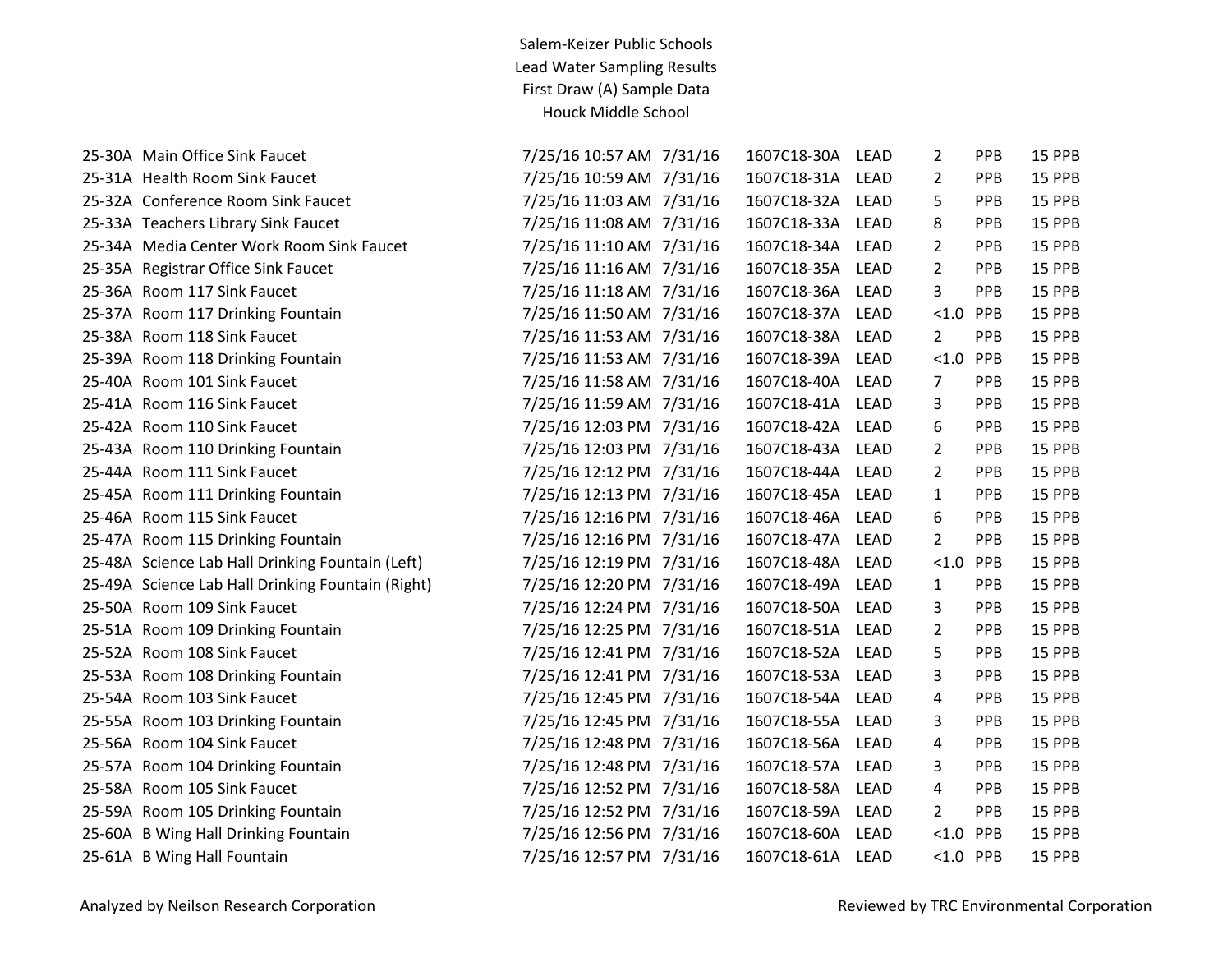Salem-Keizer Public Schools
Lead Water Sampling Results
First Draw (A) Sample Data
Houck Middle School

| | | | | | | | | |
|---|---|---|---|---|---|---|---|---|
| 25-30A | Main Office Sink Faucet | 7/25/16 10:57 AM | 7/31/16 | 1607C18-30A | LEAD | 2 | PPB | 15 PPB |
| 25-31A | Health Room Sink Faucet | 7/25/16 10:59 AM | 7/31/16 | 1607C18-31A | LEAD | 2 | PPB | 15 PPB |
| 25-32A | Conference Room Sink Faucet | 7/25/16 11:03 AM | 7/31/16 | 1607C18-32A | LEAD | 5 | PPB | 15 PPB |
| 25-33A | Teachers Library Sink Faucet | 7/25/16 11:08 AM | 7/31/16 | 1607C18-33A | LEAD | 8 | PPB | 15 PPB |
| 25-34A | Media Center Work Room Sink Faucet | 7/25/16 11:10 AM | 7/31/16 | 1607C18-34A | LEAD | 2 | PPB | 15 PPB |
| 25-35A | Registrar Office Sink Faucet | 7/25/16 11:16 AM | 7/31/16 | 1607C18-35A | LEAD | 2 | PPB | 15 PPB |
| 25-36A | Room 117 Sink Faucet | 7/25/16 11:18 AM | 7/31/16 | 1607C18-36A | LEAD | 3 | PPB | 15 PPB |
| 25-37A | Room 117 Drinking Fountain | 7/25/16 11:50 AM | 7/31/16 | 1607C18-37A | LEAD | <1.0 | PPB | 15 PPB |
| 25-38A | Room 118 Sink Faucet | 7/25/16 11:53 AM | 7/31/16 | 1607C18-38A | LEAD | 2 | PPB | 15 PPB |
| 25-39A | Room 118 Drinking Fountain | 7/25/16 11:53 AM | 7/31/16 | 1607C18-39A | LEAD | <1.0 | PPB | 15 PPB |
| 25-40A | Room 101 Sink Faucet | 7/25/16 11:58 AM | 7/31/16 | 1607C18-40A | LEAD | 7 | PPB | 15 PPB |
| 25-41A | Room 116 Sink Faucet | 7/25/16 11:59 AM | 7/31/16 | 1607C18-41A | LEAD | 3 | PPB | 15 PPB |
| 25-42A | Room 110 Sink Faucet | 7/25/16 12:03 PM | 7/31/16 | 1607C18-42A | LEAD | 6 | PPB | 15 PPB |
| 25-43A | Room 110 Drinking Fountain | 7/25/16 12:03 PM | 7/31/16 | 1607C18-43A | LEAD | 2 | PPB | 15 PPB |
| 25-44A | Room 111 Sink Faucet | 7/25/16 12:12 PM | 7/31/16 | 1607C18-44A | LEAD | 2 | PPB | 15 PPB |
| 25-45A | Room 111 Drinking Fountain | 7/25/16 12:13 PM | 7/31/16 | 1607C18-45A | LEAD | 1 | PPB | 15 PPB |
| 25-46A | Room 115 Sink Faucet | 7/25/16 12:16 PM | 7/31/16 | 1607C18-46A | LEAD | 6 | PPB | 15 PPB |
| 25-47A | Room 115 Drinking Fountain | 7/25/16 12:16 PM | 7/31/16 | 1607C18-47A | LEAD | 2 | PPB | 15 PPB |
| 25-48A | Science Lab Hall Drinking Fountain (Left) | 7/25/16 12:19 PM | 7/31/16 | 1607C18-48A | LEAD | <1.0 | PPB | 15 PPB |
| 25-49A | Science Lab Hall Drinking Fountain (Right) | 7/25/16 12:20 PM | 7/31/16 | 1607C18-49A | LEAD | 1 | PPB | 15 PPB |
| 25-50A | Room 109 Sink Faucet | 7/25/16 12:24 PM | 7/31/16 | 1607C18-50A | LEAD | 3 | PPB | 15 PPB |
| 25-51A | Room 109 Drinking Fountain | 7/25/16 12:25 PM | 7/31/16 | 1607C18-51A | LEAD | 2 | PPB | 15 PPB |
| 25-52A | Room 108 Sink Faucet | 7/25/16 12:41 PM | 7/31/16 | 1607C18-52A | LEAD | 5 | PPB | 15 PPB |
| 25-53A | Room 108 Drinking Fountain | 7/25/16 12:41 PM | 7/31/16 | 1607C18-53A | LEAD | 3 | PPB | 15 PPB |
| 25-54A | Room 103 Sink Faucet | 7/25/16 12:45 PM | 7/31/16 | 1607C18-54A | LEAD | 4 | PPB | 15 PPB |
| 25-55A | Room 103 Drinking Fountain | 7/25/16 12:45 PM | 7/31/16 | 1607C18-55A | LEAD | 3 | PPB | 15 PPB |
| 25-56A | Room 104 Sink Faucet | 7/25/16 12:48 PM | 7/31/16 | 1607C18-56A | LEAD | 4 | PPB | 15 PPB |
| 25-57A | Room 104 Drinking Fountain | 7/25/16 12:48 PM | 7/31/16 | 1607C18-57A | LEAD | 3 | PPB | 15 PPB |
| 25-58A | Room 105 Sink Faucet | 7/25/16 12:52 PM | 7/31/16 | 1607C18-58A | LEAD | 4 | PPB | 15 PPB |
| 25-59A | Room 105 Drinking Fountain | 7/25/16 12:52 PM | 7/31/16 | 1607C18-59A | LEAD | 2 | PPB | 15 PPB |
| 25-60A | B Wing Hall Drinking Fountain | 7/25/16 12:56 PM | 7/31/16 | 1607C18-60A | LEAD | <1.0 | PPB | 15 PPB |
| 25-61A | B Wing Hall Fountain | 7/25/16 12:57 PM | 7/31/16 | 1607C18-61A | LEAD | <1.0 | PPB | 15 PPB |

Analyzed by Neilson Research Corporation

Reviewed by TRC Environmental Corporation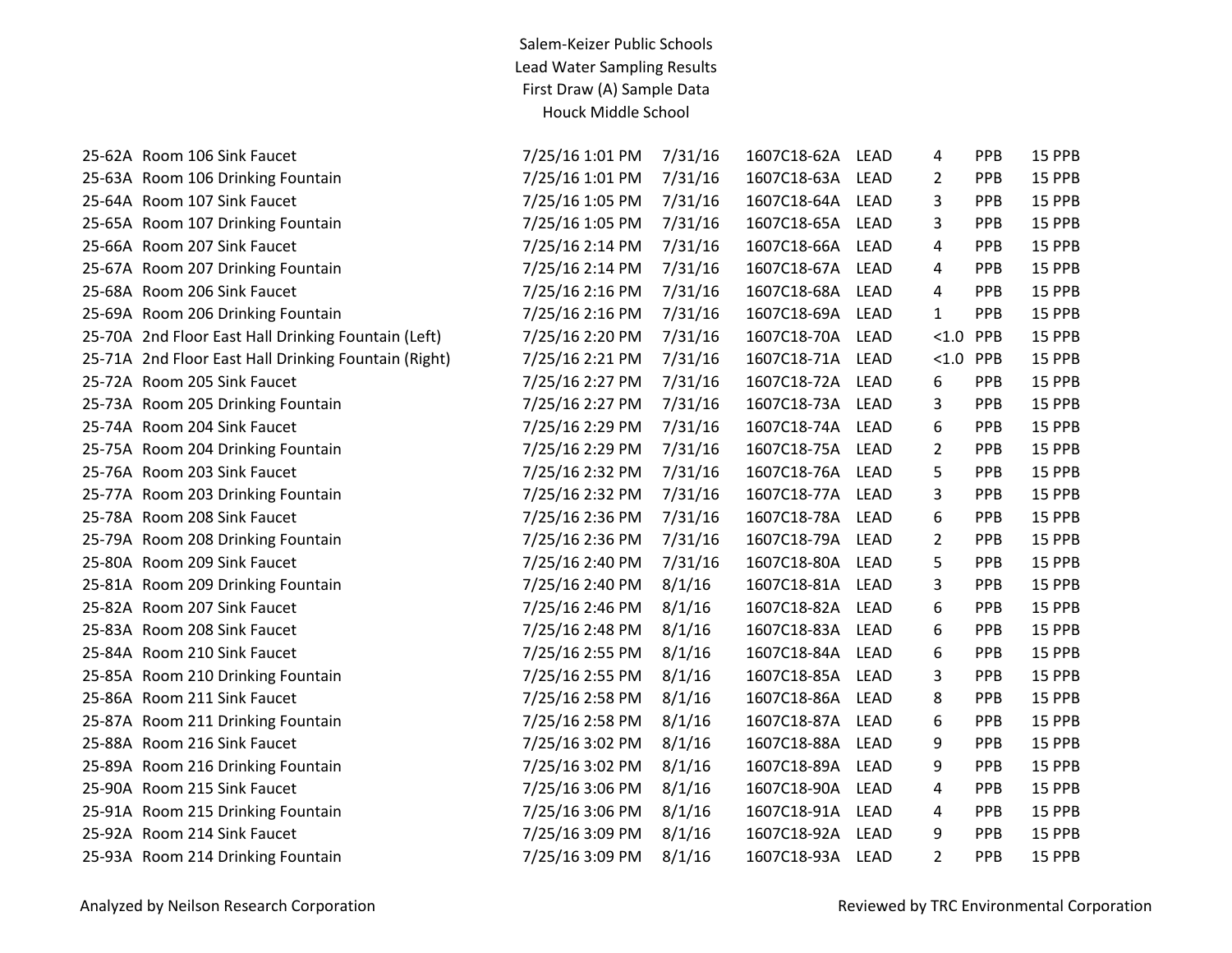Salem-Keizer Public Schools
Lead Water Sampling Results
First Draw (A) Sample Data
Houck Middle School

| | | | | | | | | |
|---|---|---|---|---|---|---|---|---|
| 25-62A | Room 106 Sink Faucet | 7/25/16 1:01 PM | 7/31/16 | 1607C18-62A | LEAD | 4 | PPB | 15 PPB |
| 25-63A | Room 106 Drinking Fountain | 7/25/16 1:01 PM | 7/31/16 | 1607C18-63A | LEAD | 2 | PPB | 15 PPB |
| 25-64A | Room 107 Sink Faucet | 7/25/16 1:05 PM | 7/31/16 | 1607C18-64A | LEAD | 3 | PPB | 15 PPB |
| 25-65A | Room 107 Drinking Fountain | 7/25/16 1:05 PM | 7/31/16 | 1607C18-65A | LEAD | 3 | PPB | 15 PPB |
| 25-66A | Room 207 Sink Faucet | 7/25/16 2:14 PM | 7/31/16 | 1607C18-66A | LEAD | 4 | PPB | 15 PPB |
| 25-67A | Room 207 Drinking Fountain | 7/25/16 2:14 PM | 7/31/16 | 1607C18-67A | LEAD | 4 | PPB | 15 PPB |
| 25-68A | Room 206 Sink Faucet | 7/25/16 2:16 PM | 7/31/16 | 1607C18-68A | LEAD | 4 | PPB | 15 PPB |
| 25-69A | Room 206 Drinking Fountain | 7/25/16 2:16 PM | 7/31/16 | 1607C18-69A | LEAD | 1 | PPB | 15 PPB |
| 25-70A | 2nd Floor East Hall Drinking Fountain (Left) | 7/25/16 2:20 PM | 7/31/16 | 1607C18-70A | LEAD | <1.0 | PPB | 15 PPB |
| 25-71A | 2nd Floor East Hall Drinking Fountain (Right) | 7/25/16 2:21 PM | 7/31/16 | 1607C18-71A | LEAD | <1.0 | PPB | 15 PPB |
| 25-72A | Room 205 Sink Faucet | 7/25/16 2:27 PM | 7/31/16 | 1607C18-72A | LEAD | 6 | PPB | 15 PPB |
| 25-73A | Room 205 Drinking Fountain | 7/25/16 2:27 PM | 7/31/16 | 1607C18-73A | LEAD | 3 | PPB | 15 PPB |
| 25-74A | Room 204 Sink Faucet | 7/25/16 2:29 PM | 7/31/16 | 1607C18-74A | LEAD | 6 | PPB | 15 PPB |
| 25-75A | Room 204 Drinking Fountain | 7/25/16 2:29 PM | 7/31/16 | 1607C18-75A | LEAD | 2 | PPB | 15 PPB |
| 25-76A | Room 203 Sink Faucet | 7/25/16 2:32 PM | 7/31/16 | 1607C18-76A | LEAD | 5 | PPB | 15 PPB |
| 25-77A | Room 203 Drinking Fountain | 7/25/16 2:32 PM | 7/31/16 | 1607C18-77A | LEAD | 3 | PPB | 15 PPB |
| 25-78A | Room 208 Sink Faucet | 7/25/16 2:36 PM | 7/31/16 | 1607C18-78A | LEAD | 6 | PPB | 15 PPB |
| 25-79A | Room 208 Drinking Fountain | 7/25/16 2:36 PM | 7/31/16 | 1607C18-79A | LEAD | 2 | PPB | 15 PPB |
| 25-80A | Room 209 Sink Faucet | 7/25/16 2:40 PM | 7/31/16 | 1607C18-80A | LEAD | 5 | PPB | 15 PPB |
| 25-81A | Room 209 Drinking Fountain | 7/25/16 2:40 PM | 8/1/16 | 1607C18-81A | LEAD | 3 | PPB | 15 PPB |
| 25-82A | Room 207 Sink Faucet | 7/25/16 2:46 PM | 8/1/16 | 1607C18-82A | LEAD | 6 | PPB | 15 PPB |
| 25-83A | Room 208 Sink Faucet | 7/25/16 2:48 PM | 8/1/16 | 1607C18-83A | LEAD | 6 | PPB | 15 PPB |
| 25-84A | Room 210 Sink Faucet | 7/25/16 2:55 PM | 8/1/16 | 1607C18-84A | LEAD | 6 | PPB | 15 PPB |
| 25-85A | Room 210 Drinking Fountain | 7/25/16 2:55 PM | 8/1/16 | 1607C18-85A | LEAD | 3 | PPB | 15 PPB |
| 25-86A | Room 211 Sink Faucet | 7/25/16 2:58 PM | 8/1/16 | 1607C18-86A | LEAD | 8 | PPB | 15 PPB |
| 25-87A | Room 211 Drinking Fountain | 7/25/16 2:58 PM | 8/1/16 | 1607C18-87A | LEAD | 6 | PPB | 15 PPB |
| 25-88A | Room 216 Sink Faucet | 7/25/16 3:02 PM | 8/1/16 | 1607C18-88A | LEAD | 9 | PPB | 15 PPB |
| 25-89A | Room 216 Drinking Fountain | 7/25/16 3:02 PM | 8/1/16 | 1607C18-89A | LEAD | 9 | PPB | 15 PPB |
| 25-90A | Room 215 Sink Faucet | 7/25/16 3:06 PM | 8/1/16 | 1607C18-90A | LEAD | 4 | PPB | 15 PPB |
| 25-91A | Room 215 Drinking Fountain | 7/25/16 3:06 PM | 8/1/16 | 1607C18-91A | LEAD | 4 | PPB | 15 PPB |
| 25-92A | Room 214 Sink Faucet | 7/25/16 3:09 PM | 8/1/16 | 1607C18-92A | LEAD | 9 | PPB | 15 PPB |
| 25-93A | Room 214 Drinking Fountain | 7/25/16 3:09 PM | 8/1/16 | 1607C18-93A | LEAD | 2 | PPB | 15 PPB |

Analyzed by Neilson Research Corporation

Reviewed by TRC Environmental Corporation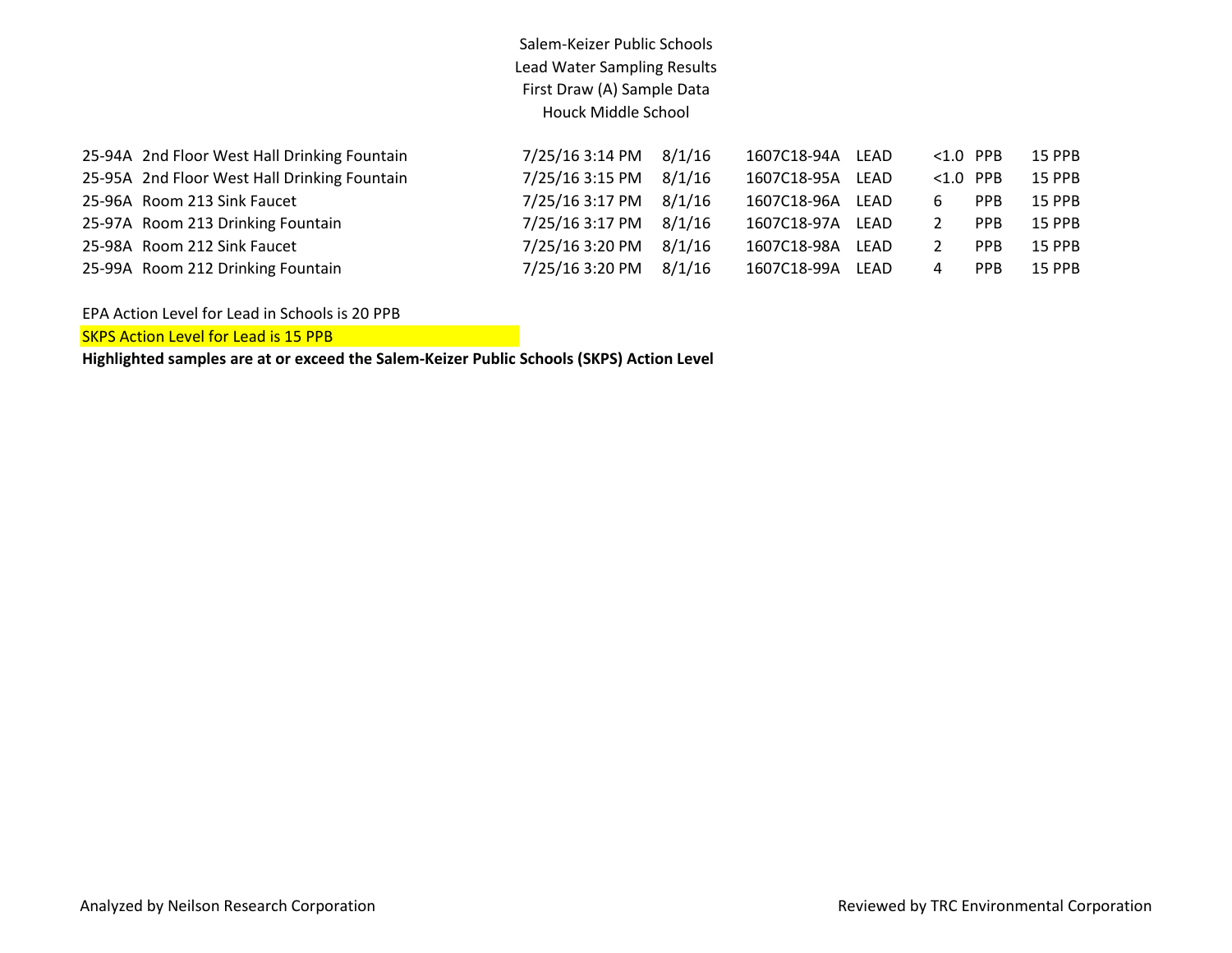Salem-Keizer Public Schools
Lead Water Sampling Results
First Draw (A) Sample Data
Houck Middle School

| | | | | | | | | |
|---|---|---|---|---|---|---|---|---|
| 25-94A | 2nd Floor West Hall Drinking Fountain | 7/25/16 3:14 PM | 8/1/16 | 1607C18-94A | LEAD | <1.0 | PPB | 15 PPB |
| 25-95A | 2nd Floor West Hall Drinking Fountain | 7/25/16 3:15 PM | 8/1/16 | 1607C18-95A | LEAD | <1.0 | PPB | 15 PPB |
| 25-96A | Room 213 Sink Faucet | 7/25/16 3:17 PM | 8/1/16 | 1607C18-96A | LEAD | 6 | PPB | 15 PPB |
| 25-97A | Room 213 Drinking Fountain | 7/25/16 3:17 PM | 8/1/16 | 1607C18-97A | LEAD | 2 | PPB | 15 PPB |
| 25-98A | Room 212 Sink Faucet | 7/25/16 3:20 PM | 8/1/16 | 1607C18-98A | LEAD | 2 | PPB | 15 PPB |
| 25-99A | Room 212 Drinking Fountain | 7/25/16 3:20 PM | 8/1/16 | 1607C18-99A | LEAD | 4 | PPB | 15 PPB |

EPA Action Level for Lead in Schools is 20 PPB

SKPS Action Level for Lead is 15 PPB

**Highlighted samples are at or exceed the Salem-Keizer Public Schools (SKPS) Action Level**

Analyzed by Neilson Research Corporation

Reviewed by TRC Environmental Corporation